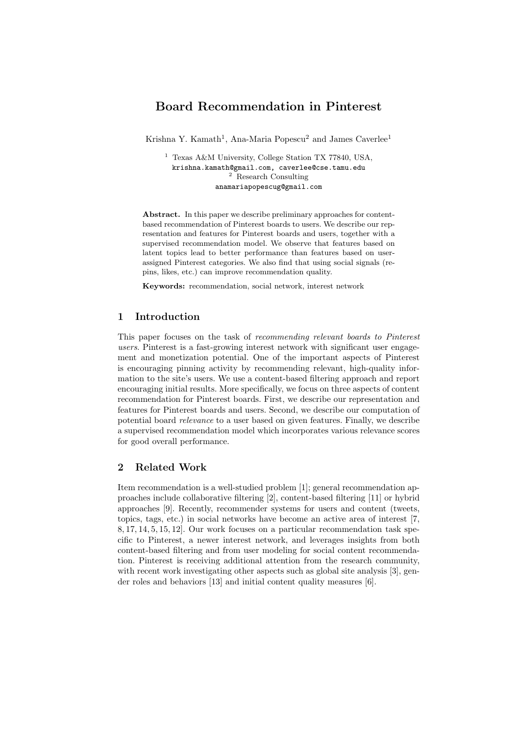# Board Recommendation in Pinterest

Krishna Y. Kamath[1], Ana-Maria Popescu[2] and James Caverlee[1]

[1] Texas A&M University, College Station TX 77840, USA,
krishna.kamath@gmail.com, caverlee@cse.tamu.edu
[2] Research Consulting
anamariapopescug@gmail.com

**Abstract.** In this paper we describe preliminary approaches for content-based recommendation of Pinterest boards to users. We describe our representation and features for Pinterest boards and users, together with a supervised recommendation model. We observe that features based on latent topics lead to better performance than features based on user-assigned Pinterest categories. We also find that using social signals (repins, likes, etc.) can improve recommendation quality.

**Keywords:** recommendation, social network, interest network

## 1 Introduction

This paper focuses on the task of *recommending relevant boards to Pinterest users*. Pinterest is a fast-growing interest network with significant user engagement and monetization potential. One of the important aspects of Pinterest is encouraging pinning activity by recommending relevant, high-quality information to the site's users. We use a content-based filtering approach and report encouraging initial results. More specifically, we focus on three aspects of content recommendation for Pinterest boards. First, we describe our representation and features for Pinterest boards and users. Second, we describe our computation of potential board *relevance* to a user based on given features. Finally, we describe a supervised recommendation model which incorporates various relevance scores for good overall performance.

## 2 Related Work

Item recommendation is a well-studied problem [1]; general recommendation approaches include collaborative filtering [2], content-based filtering [11] or hybrid approaches [9]. Recently, recommender systems for users and content (tweets, topics, tags, etc.) in social networks have become an active area of interest [7, 8, 17, 14, 5, 15, 12]. Our work focuses on a particular recommendation task specific to Pinterest, a newer interest network, and leverages insights from both content-based filtering and from user modeling for social content recommendation. Pinterest is receiving additional attention from the research community, with recent work investigating other aspects such as global site analysis [3], gender roles and behaviors [13] and initial content quality measures [6].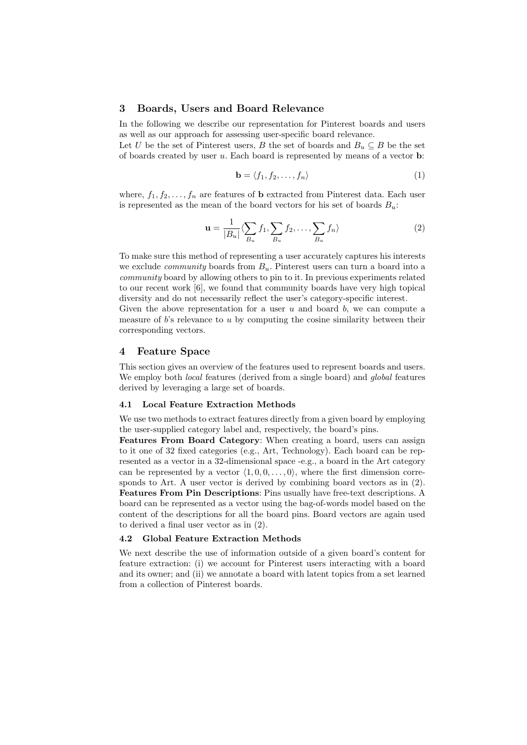## 3 Boards, Users and Board Relevance

In the following we describe our representation for Pinterest boards and users as well as our approach for assessing user-specific board relevance.
Let $U$ be the set of Pinterest users, $B$ the set of boards and $B_u \subseteq B$ be the set of boards created by user $u$. Each board is represented by means of a vector $\mathbf{b}$:

$$\mathbf{b} = \langle f_1, f_2, \ldots, f_n \rangle \tag{1}$$

where, $f_1, f_2, \ldots, f_n$ are features of $\mathbf{b}$ extracted from Pinterest data. Each user is represented as the mean of the board vectors for his set of boards $B_u$:

$$\mathbf{u} = \frac{1}{|B_u|} \langle \sum_{B_u} f_1, \sum_{B_u} f_2, \ldots, \sum_{B_u} f_n \rangle \tag{2}$$

To make sure this method of representing a user accurately captures his interests we exclude *community* boards from $B_u$. Pinterest users can turn a board into a *community* board by allowing others to pin to it. In previous experiments related to our recent work [6], we found that community boards have very high topical diversity and do not necessarily reflect the user's category-specific interest.
Given the above representation for a user $u$ and board $b$, we can compute a measure of $b$'s relevance to $u$ by computing the cosine similarity between their corresponding vectors.

## 4 Feature Space

This section gives an overview of the features used to represent boards and users. We employ both *local* features (derived from a single board) and *global* features derived by leveraging a large set of boards.

### 4.1 Local Feature Extraction Methods

We use two methods to extract features directly from a given board by employing the user-supplied category label and, respectively, the board's pins.
**Features From Board Category**: When creating a board, users can assign to it one of 32 fixed categories (e.g., Art, Technology). Each board can be represented as a vector in a 32-dimensional space -e.g., a board in the Art category can be represented by a vector $\langle 1, 0, 0, \ldots, 0 \rangle$, where the first dimension corresponds to Art. A user vector is derived by combining board vectors as in (2).
**Features From Pin Descriptions**: Pins usually have free-text descriptions. A board can be represented as a vector using the bag-of-words model based on the content of the descriptions for all the board pins. Board vectors are again used to derived a final user vector as in (2).

### 4.2 Global Feature Extraction Methods

We next describe the use of information outside of a given board's content for feature extraction: (i) we account for Pinterest users interacting with a board and its owner; and (ii) we annotate a board with latent topics from a set learned from a collection of Pinterest boards.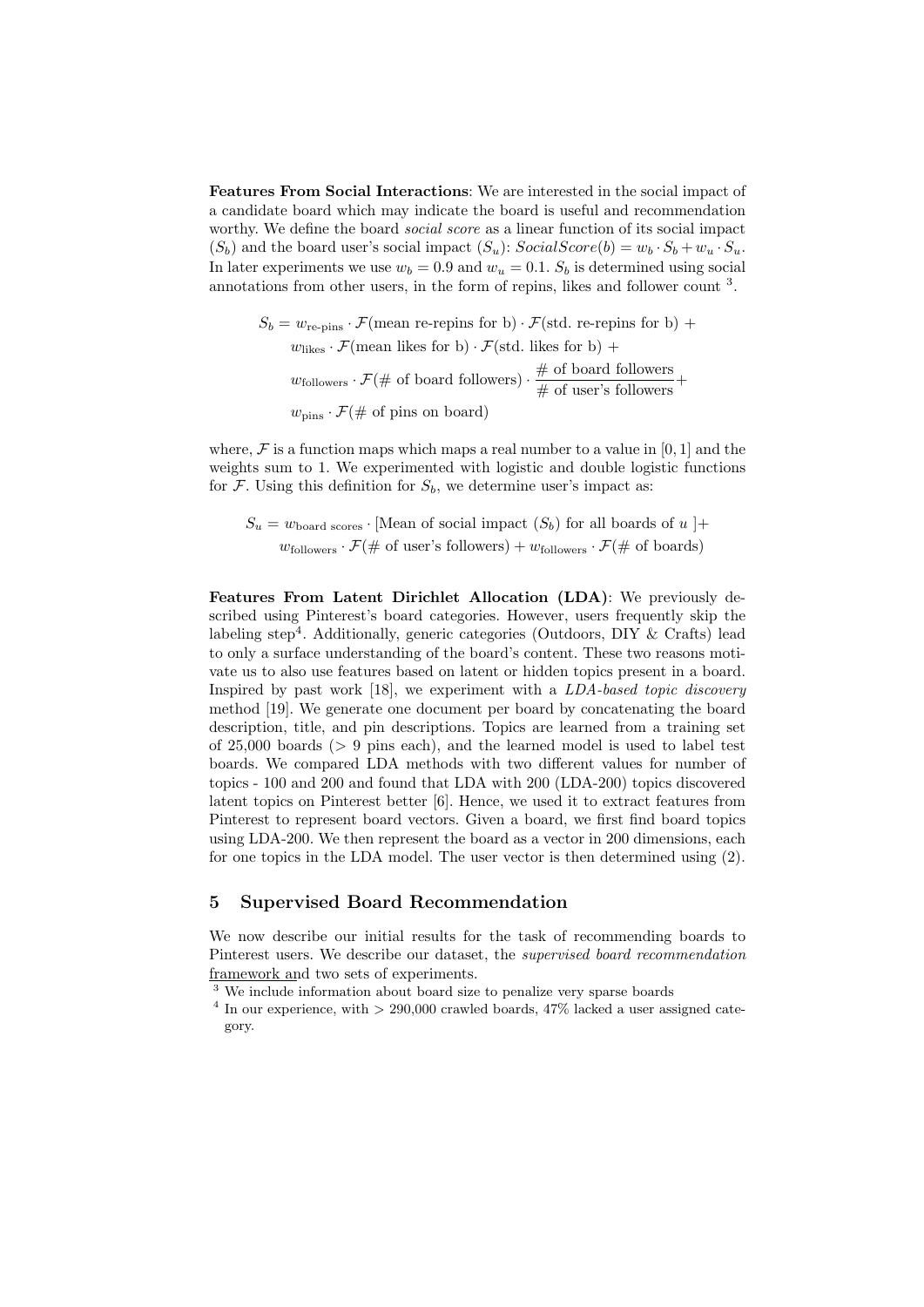**Features From Social Interactions**: We are interested in the social impact of a candidate board which may indicate the board is useful and recommendation worthy. We define the board *social score* as a linear function of its social impact ($S_b$) and the board user's social impact ($S_u$): $SocialScore(b) = w_b \cdot S_b + w_u \cdot S_u$. In later experiments we use $w_b = 0.9$ and $w_u = 0.1$. $S_b$ is determined using social annotations from other users, in the form of repins, likes and follower count [3].

$$
\begin{aligned}
S_b = \; & w_{\text{re-pins}} \cdot \mathcal{F}(\text{mean re-repins for b}) \cdot \mathcal{F}(\text{std. re-repins for b}) + \\
& w_{\text{likes}} \cdot \mathcal{F}(\text{mean likes for b}) \cdot \mathcal{F}(\text{std. likes for b}) + \\
& w_{\text{followers}} \cdot \mathcal{F}(\text{\# of board followers}) \cdot \frac{\text{\# of board followers}}{\text{\# of user's followers}} + \\
& w_{\text{pins}} \cdot \mathcal{F}(\text{\# of pins on board})
\end{aligned}
$$

where, $\mathcal{F}$ is a function maps which maps a real number to a value in $[0, 1]$ and the weights sum to 1. We experimented with logistic and double logistic functions for $\mathcal{F}$. Using this definition for $S_b$, we determine user's impact as:

$$
\begin{aligned}
S_u = \; & w_{\text{board scores}} \cdot [\text{Mean of social impact } (S_b) \text{ for all boards of } u \,] + \\
& w_{\text{followers}} \cdot \mathcal{F}(\text{\# of user's followers}) + w_{\text{followers}} \cdot \mathcal{F}(\text{\# of boards})
\end{aligned}
$$

**Features From Latent Dirichlet Allocation (LDA)**: We previously described using Pinterest's board categories. However, users frequently skip the labeling step[4]. Additionally, generic categories (Outdoors, DIY & Crafts) lead to only a surface understanding of the board's content. These two reasons motivate us to also use features based on latent or hidden topics present in a board. Inspired by past work [18], we experiment with a *LDA-based topic discovery* method [19]. We generate one document per board by concatenating the board description, title, and pin descriptions. Topics are learned from a training set of 25,000 boards (> 9 pins each), and the learned model is used to label test boards. We compared LDA methods with two different values for number of topics - 100 and 200 and found that LDA with 200 (LDA-200) topics discovered latent topics on Pinterest better [6]. Hence, we used it to extract features from Pinterest to represent board vectors. Given a board, we first find board topics using LDA-200. We then represent the board as a vector in 200 dimensions, each for one topics in the LDA model. The user vector is then determined using (2).

## 5 Supervised Board Recommendation

We now describe our initial results for the task of recommending boards to Pinterest users. We describe our dataset, the *supervised board recommendation framework* and two sets of experiments.

[3] We include information about board size to penalize very sparse boards

[4] In our experience, with > 290,000 crawled boards, 47% lacked a user assigned category.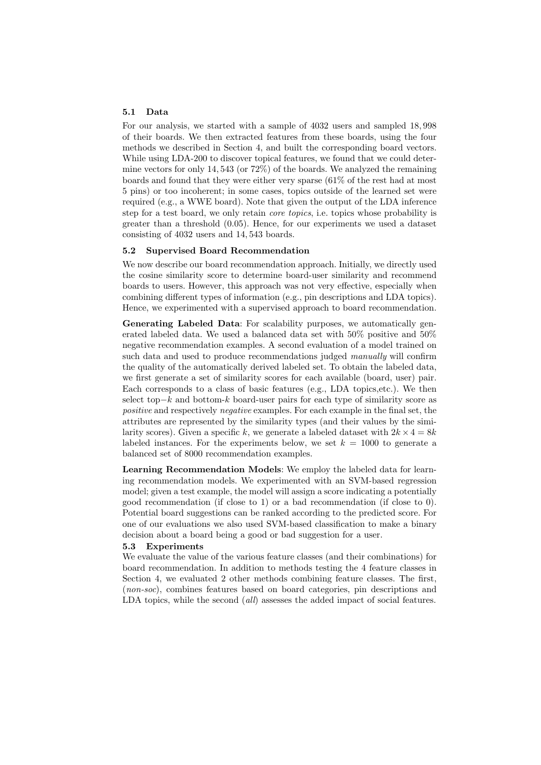### 5.1 Data

For our analysis, we started with a sample of 4032 users and sampled 18,998 of their boards. We then extracted features from these boards, using the four methods we described in Section 4, and built the corresponding board vectors. While using LDA-200 to discover topical features, we found that we could determine vectors for only 14,543 (or 72%) of the boards. We analyzed the remaining boards and found that they were either very sparse (61% of the rest had at most 5 pins) or too incoherent; in some cases, topics outside of the learned set were required (e.g., a WWE board). Note that given the output of the LDA inference step for a test board, we only retain *core topics*, i.e. topics whose probability is greater than a threshold (0.05). Hence, for our experiments we used a dataset consisting of 4032 users and 14,543 boards.

### 5.2 Supervised Board Recommendation

We now describe our board recommendation approach. Initially, we directly used the cosine similarity score to determine board-user similarity and recommend boards to users. However, this approach was not very effective, especially when combining different types of information (e.g., pin descriptions and LDA topics). Hence, we experimented with a supervised approach to board recommendation.

**Generating Labeled Data**: For scalability purposes, we automatically generated labeled data. We used a balanced data set with 50% positive and 50% negative recommendation examples. A second evaluation of a model trained on such data and used to produce recommendations judged *manually* will confirm the quality of the automatically derived labeled set. To obtain the labeled data, we first generate a set of similarity scores for each available (board, user) pair. Each corresponds to a class of basic features (e.g., LDA topics,etc.). We then select top$-k$ and bottom-$k$ board-user pairs for each type of similarity score as *positive* and respectively *negative* examples. For each example in the final set, the attributes are represented by the similarity types (and their values by the similarity scores). Given a specific $k$, we generate a labeled dataset with $2k \times 4 = 8k$ labeled instances. For the experiments below, we set $k = 1000$ to generate a balanced set of 8000 recommendation examples.

**Learning Recommendation Models**: We employ the labeled data for learning recommendation models. We experimented with an SVM-based regression model; given a test example, the model will assign a score indicating a potentially good recommendation (if close to 1) or a bad recommendation (if close to 0). Potential board suggestions can be ranked according to the predicted score. For one of our evaluations we also used SVM-based classification to make a binary decision about a board being a good or bad suggestion for a user.

### 5.3 Experiments

We evaluate the value of the various feature classes (and their combinations) for board recommendation. In addition to methods testing the 4 feature classes in Section 4, we evaluated 2 other methods combining feature classes. The first, (*non-soc*), combines features based on board categories, pin descriptions and LDA topics, while the second (*all*) assesses the added impact of social features.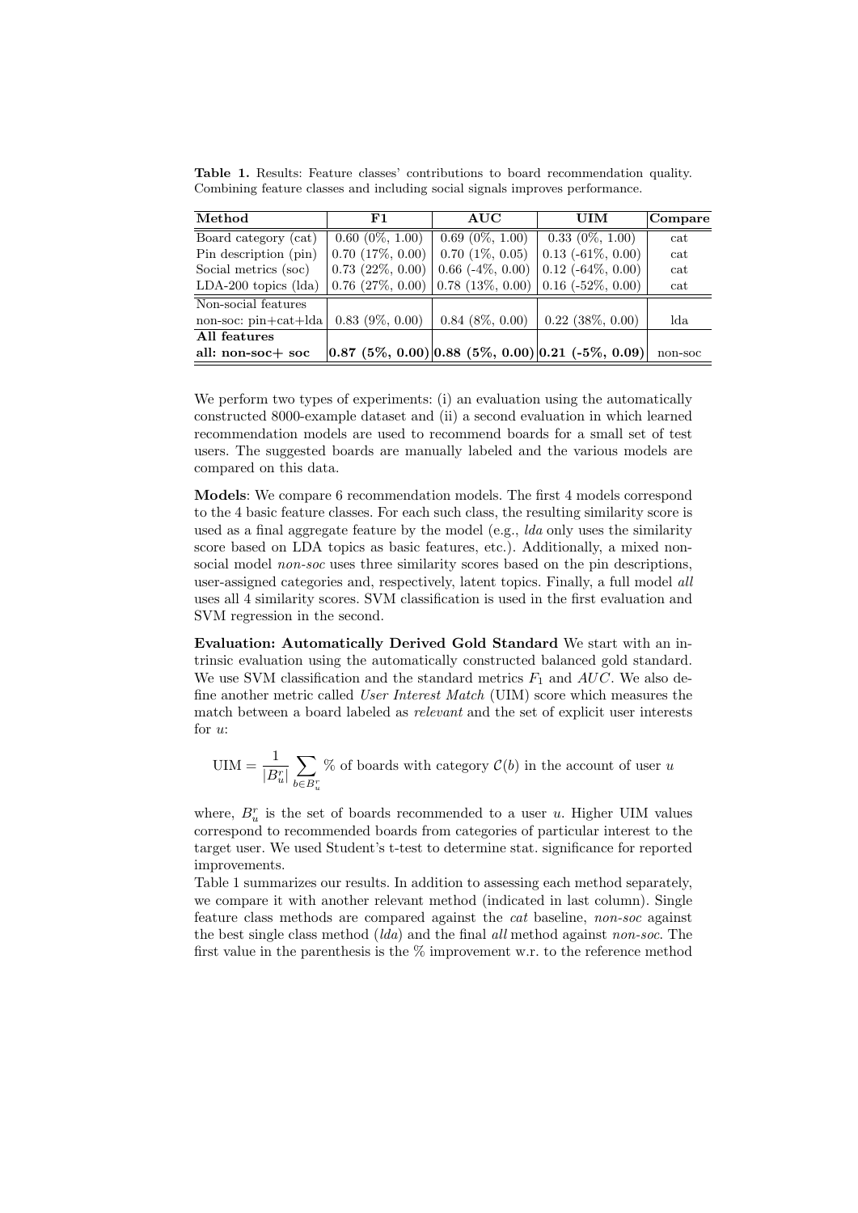**Table 1.** Results: Feature classes' contributions to board recommendation quality. Combining feature classes and including social signals improves performance.

| Method | F1 | AUC | UIM | Compare |
|---|---|---|---|---|
| Board category (cat) | 0.60 (0%, 1.00) | 0.69 (0%, 1.00) | 0.33 (0%, 1.00) | cat |
| Pin description (pin) | 0.70 (17%, 0.00) | 0.70 (1%, 0.05) | 0.13 (-61%, 0.00) | cat |
| Social metrics (soc) | 0.73 (22%, 0.00) | 0.66 (-4%, 0.00) | 0.12 (-64%, 0.00) | cat |
| LDA-200 topics (lda) | 0.76 (27%, 0.00) | 0.78 (13%, 0.00) | 0.16 (-52%, 0.00) | cat |
| Non-social features non-soc: pin+cat+lda | 0.83 (9%, 0.00) | 0.84 (8%, 0.00) | 0.22 (38%, 0.00) | lda |
| **All features all: non-soc+ soc** | **0.87 (5%, 0.00)** | **0.88 (5%, 0.00)** | **0.21 (-5%, 0.09)** | non-soc |

We perform two types of experiments: (i) an evaluation using the automatically constructed 8000-example dataset and (ii) a second evaluation in which learned recommendation models are used to recommend boards for a small set of test users. The suggested boards are manually labeled and the various models are compared on this data.

**Models**: We compare 6 recommendation models. The first 4 models correspond to the 4 basic feature classes. For each such class, the resulting similarity score is used as a final aggregate feature by the model (e.g., *lda* only uses the similarity score based on LDA topics as basic features, etc.). Additionally, a mixed non-social model *non-soc* uses three similarity scores based on the pin descriptions, user-assigned categories and, respectively, latent topics. Finally, a full model *all* uses all 4 similarity scores. SVM classification is used in the first evaluation and SVM regression in the second.

**Evaluation: Automatically Derived Gold Standard** We start with an intrinsic evaluation using the automatically constructed balanced gold standard. We use SVM classification and the standard metrics $F_1$ and $AUC$. We also define another metric called *User Interest Match* (UIM) score which measures the match between a board labeled as *relevant* and the set of explicit user interests for $u$:

$$\text{UIM} = \frac{1}{|B_u^r|} \sum_{b \in B_u^r} \% \text{ of boards with category } \mathcal{C}(b) \text{ in the account of user } u$$

where, $B_u^r$ is the set of boards recommended to a user $u$. Higher UIM values correspond to recommended boards from categories of particular interest to the target user. We used Student's t-test to determine stat. significance for reported improvements.

Table 1 summarizes our results. In addition to assessing each method separately, we compare it with another relevant method (indicated in last column). Single feature class methods are compared against the *cat* baseline, *non-soc* against the best single class method (*lda*) and the final *all* method against *non-soc*. The first value in the parenthesis is the % improvement w.r. to the reference method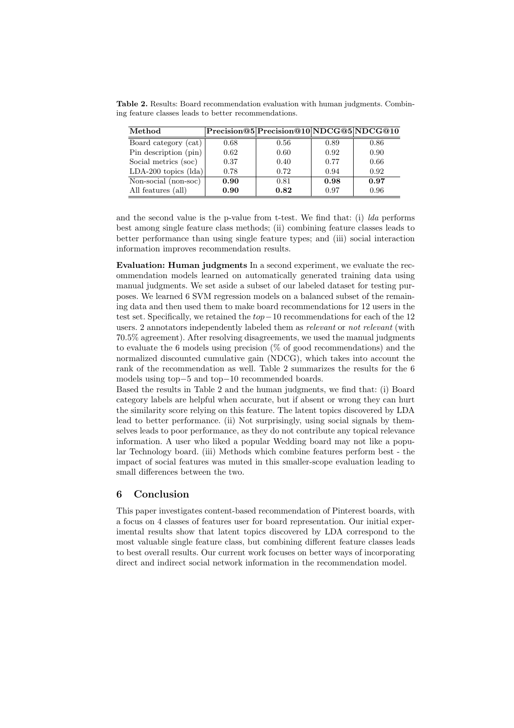**Table 2.** Results: Board recommendation evaluation with human judgments. Combining feature classes leads to better recommendations.

| Method | Precision@5 | Precision@10 | NDCG@5 | NDCG@10 |
|---|---|---|---|---|
| Board category (cat) | 0.68 | 0.56 | 0.89 | 0.86 |
| Pin description (pin) | 0.62 | 0.60 | 0.92 | 0.90 |
| Social metrics (soc) | 0.37 | 0.40 | 0.77 | 0.66 |
| LDA-200 topics (lda) | 0.78 | 0.72 | 0.94 | 0.92 |
| Non-social (non-soc) | **0.90** | 0.81 | **0.98** | **0.97** |
| All features (all) | **0.90** | **0.82** | 0.97 | 0.96 |

and the second value is the p-value from t-test. We find that: (i) *lda* performs best among single feature class methods; (ii) combining feature classes leads to better performance than using single feature types; and (iii) social interaction information improves recommendation results.

**Evaluation: Human judgments** In a second experiment, we evaluate the recommendation models learned on automatically generated training data using manual judgments. We set aside a subset of our labeled dataset for testing purposes. We learned 6 SVM regression models on a balanced subset of the remaining data and then used them to make board recommendations for 12 users in the test set. Specifically, we retained the $top-10$ recommendations for each of the 12 users. 2 annotators independently labeled them as *relevant* or *not relevant* (with 70.5% agreement). After resolving disagreements, we used the manual judgments to evaluate the 6 models using precision (% of good recommendations) and the normalized discounted cumulative gain (NDCG), which takes into account the rank of the recommendation as well. Table 2 summarizes the results for the 6 models using top$-5$ and top$-10$ recommended boards.

Based the results in Table 2 and the human judgments, we find that: (i) Board category labels are helpful when accurate, but if absent or wrong they can hurt the similarity score relying on this feature. The latent topics discovered by LDA lead to better performance. (ii) Not surprisingly, using social signals by themselves leads to poor performance, as they do not contribute any topical relevance information. A user who liked a popular Wedding board may not like a popular Technology board. (iii) Methods which combine features perform best - the impact of social features was muted in this smaller-scope evaluation leading to small differences between the two.

## 6 Conclusion

This paper investigates content-based recommendation of Pinterest boards, with a focus on 4 classes of features user for board representation. Our initial experimental results show that latent topics discovered by LDA correspond to the most valuable single feature class, but combining different feature classes leads to best overall results. Our current work focuses on better ways of incorporating direct and indirect social network information in the recommendation model.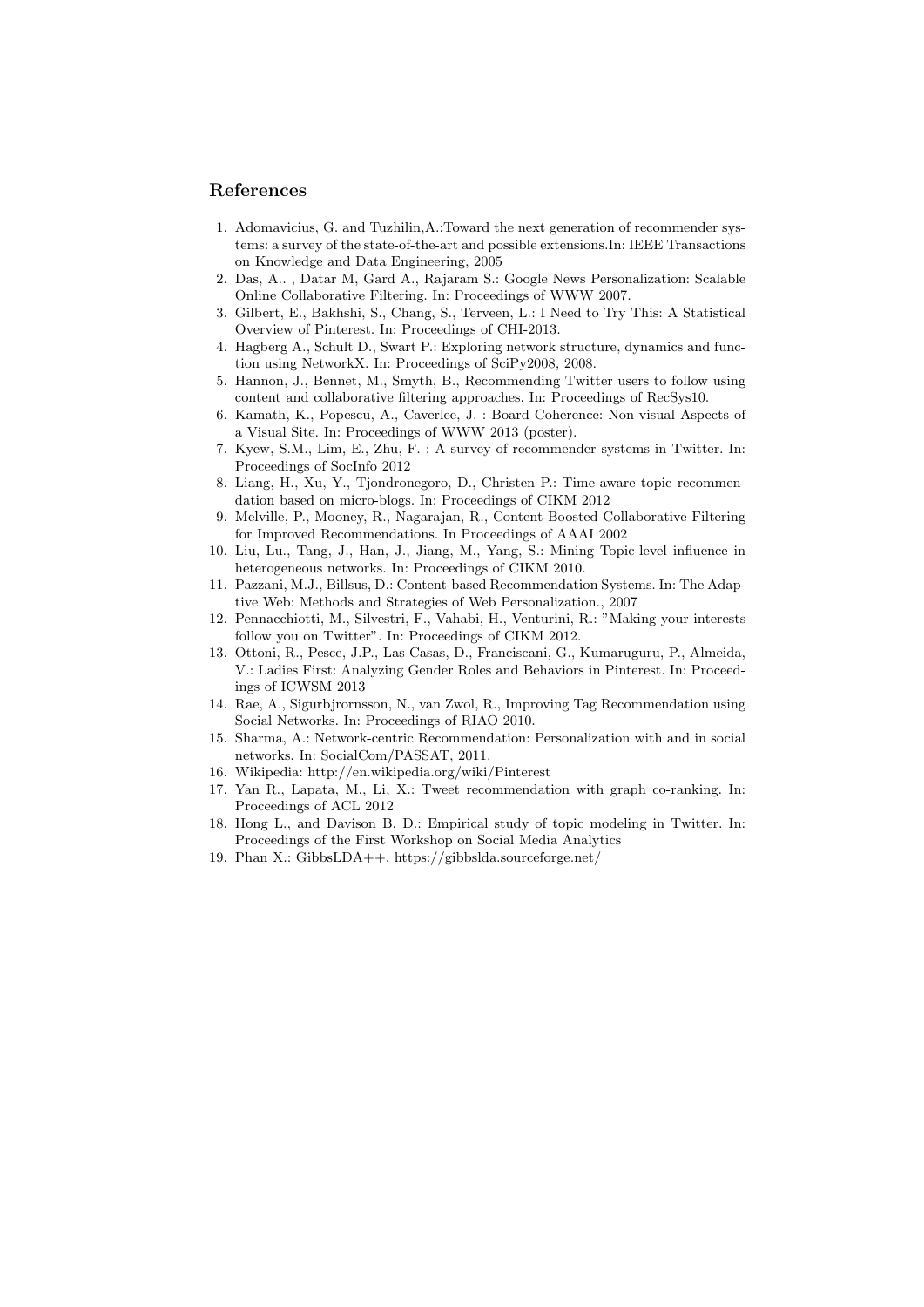## References

1. Adomavicius, G. and Tuzhilin,A.:Toward the next generation of recommender systems: a survey of the state-of-the-art and possible extensions.In: IEEE Transactions on Knowledge and Data Engineering, 2005
2. Das, A.. , Datar M, Gard A., Rajaram S.: Google News Personalization: Scalable Online Collaborative Filtering. In: Proceedings of WWW 2007.
3. Gilbert, E., Bakhshi, S., Chang, S., Terveen, L.: I Need to Try This: A Statistical Overview of Pinterest. In: Proceedings of CHI-2013.
4. Hagberg A., Schult D., Swart P.: Exploring network structure, dynamics and function using NetworkX. In: Proceedings of SciPy2008, 2008.
5. Hannon, J., Bennet, M., Smyth, B., Recommending Twitter users to follow using content and collaborative filtering approaches. In: Proceedings of RecSys10.
6. Kamath, K., Popescu, A., Caverlee, J. : Board Coherence: Non-visual Aspects of a Visual Site. In: Proceedings of WWW 2013 (poster).
7. Kyew, S.M., Lim, E., Zhu, F. : A survey of recommender systems in Twitter. In: Proceedings of SocInfo 2012
8. Liang, H., Xu, Y., Tjondronegoro, D., Christen P.: Time-aware topic recommendation based on micro-blogs. In: Proceedings of CIKM 2012
9. Melville, P., Mooney, R., Nagarajan, R., Content-Boosted Collaborative Filtering for Improved Recommendations. In Proceedings of AAAI 2002
10. Liu, Lu., Tang, J., Han, J., Jiang, M., Yang, S.: Mining Topic-level influence in heterogeneous networks. In: Proceedings of CIKM 2010.
11. Pazzani, M.J., Billsus, D.: Content-based Recommendation Systems. In: The Adaptive Web: Methods and Strategies of Web Personalization., 2007
12. Pennacchiotti, M., Silvestri, F., Vahabi, H., Venturini, R.: "Making your interests follow you on Twitter". In: Proceedings of CIKM 2012.
13. Ottoni, R., Pesce, J.P., Las Casas, D., Franciscani, G., Kumaruguru, P., Almeida, V.: Ladies First: Analyzing Gender Roles and Behaviors in Pinterest. In: Proceedings of ICWSM 2013
14. Rae, A., Sigurbjrornsson, N., van Zwol, R., Improving Tag Recommendation using Social Networks. In: Proceedings of RIAO 2010.
15. Sharma, A.: Network-centric Recommendation: Personalization with and in social networks. In: SocialCom/PASSAT, 2011.
16. Wikipedia: http://en.wikipedia.org/wiki/Pinterest
17. Yan R., Lapata, M., Li, X.: Tweet recommendation with graph co-ranking. In: Proceedings of ACL 2012
18. Hong L., and Davison B. D.: Empirical study of topic modeling in Twitter. In: Proceedings of the First Workshop on Social Media Analytics
19. Phan X.: GibbsLDA++. https://gibbslda.sourceforge.net/